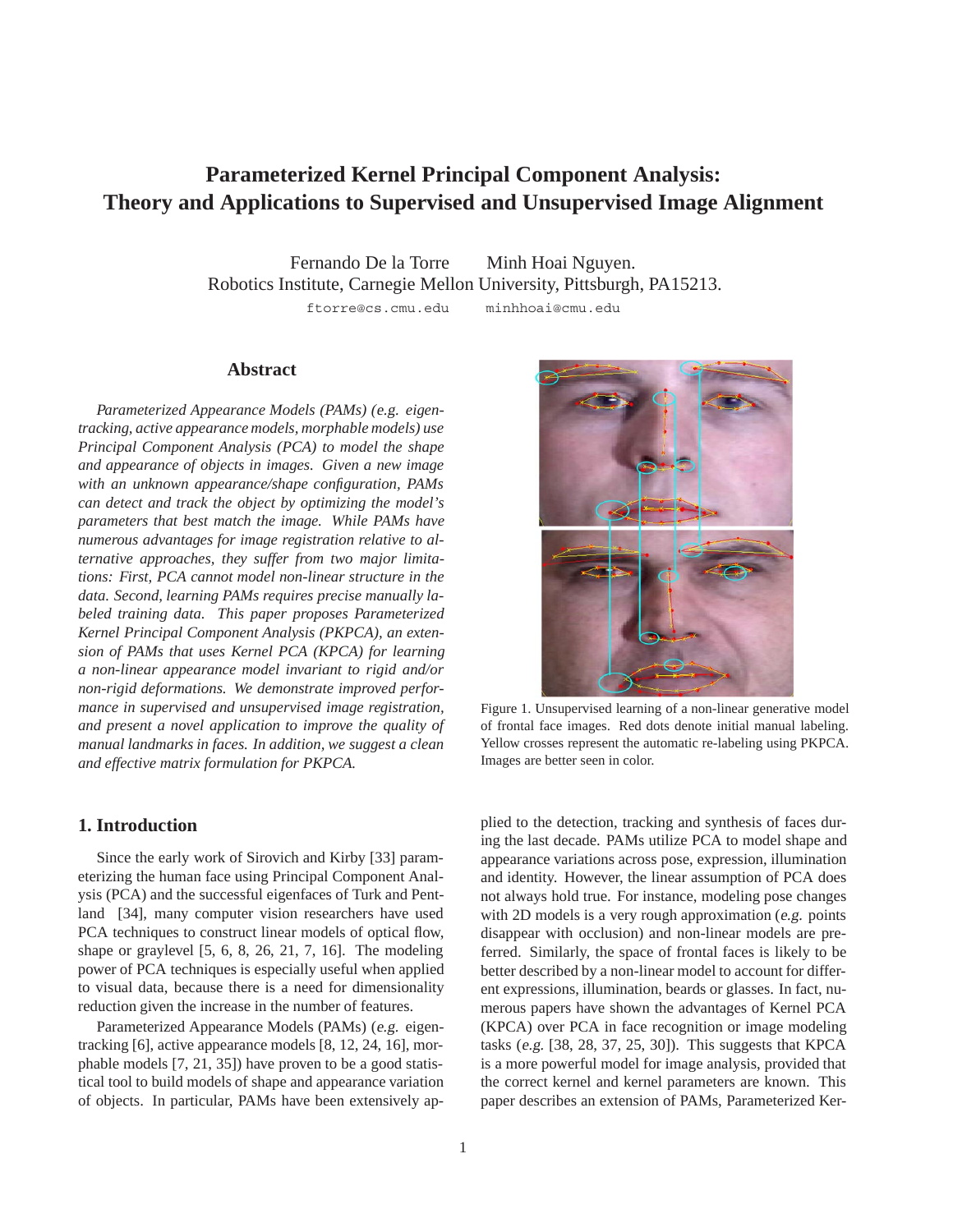# Parameterized Kernel Principal Component Analysis: Theory and Applications to Supervised and Unsupervised Image Alignment

Fernando De la Torre    Minh Hoai Nguyen.
Robotics Institute, Carnegie Mellon University, Pittsburgh, PA15213.
ftorre@cs.cmu.edu    minhhoai@cmu.edu

## Abstract

*Parameterized Appearance Models (PAMs) (e.g. eigentracking, active appearance models, morphable models) use Principal Component Analysis (PCA) to model the shape and appearance of objects in images. Given a new image with an unknown appearance/shape configuration, PAMs can detect and track the object by optimizing the model's parameters that best match the image. While PAMs have numerous advantages for image registration relative to alternative approaches, they suffer from two major limitations: First, PCA cannot model non-linear structure in the data. Second, learning PAMs requires precise manually labeled training data. This paper proposes Parameterized Kernel Principal Component Analysis (PKPCA), an extension of PAMs that uses Kernel PCA (KPCA) for learning a non-linear appearance model invariant to rigid and/or non-rigid deformations. We demonstrate improved performance in supervised and unsupervised image registration, and present a novel application to improve the quality of manual landmarks in faces. In addition, we suggest a clean and effective matrix formulation for PKPCA.*

Figure 1. Unsupervised learning of a non-linear generative model of frontal face images. Red dots denote initial manual labeling. Yellow crosses represent the automatic re-labeling using PKPCA. Images are better seen in color.

## 1. Introduction

Since the early work of Sirovich and Kirby [33] parameterizing the human face using Principal Component Analysis (PCA) and the successful eigenfaces of Turk and Pentland [34], many computer vision researchers have used PCA techniques to construct linear models of optical flow, shape or graylevel [5, 6, 8, 26, 21, 7, 16]. The modeling power of PCA techniques is especially useful when applied to visual data, because there is a need for dimensionality reduction given the increase in the number of features.

Parameterized Appearance Models (PAMs) (*e.g.* eigentracking [6], active appearance models [8, 12, 24, 16], morphable models [7, 21, 35]) have proven to be a good statistical tool to build models of shape and appearance variation of objects. In particular, PAMs have been extensively applied to the detection, tracking and synthesis of faces during the last decade. PAMs utilize PCA to model shape and appearance variations across pose, expression, illumination and identity. However, the linear assumption of PCA does not always hold true. For instance, modeling pose changes with 2D models is a very rough approximation (*e.g.* points disappear with occlusion) and non-linear models are preferred. Similarly, the space of frontal faces is likely to be better described by a non-linear model to account for different expressions, illumination, beards or glasses. In fact, numerous papers have shown the advantages of Kernel PCA (KPCA) over PCA in face recognition or image modeling tasks (*e.g.* [38, 28, 37, 25, 30]). This suggests that KPCA is a more powerful model for image analysis, provided that the correct kernel and kernel parameters are known. This paper describes an extension of PAMs, Parameterized Ker-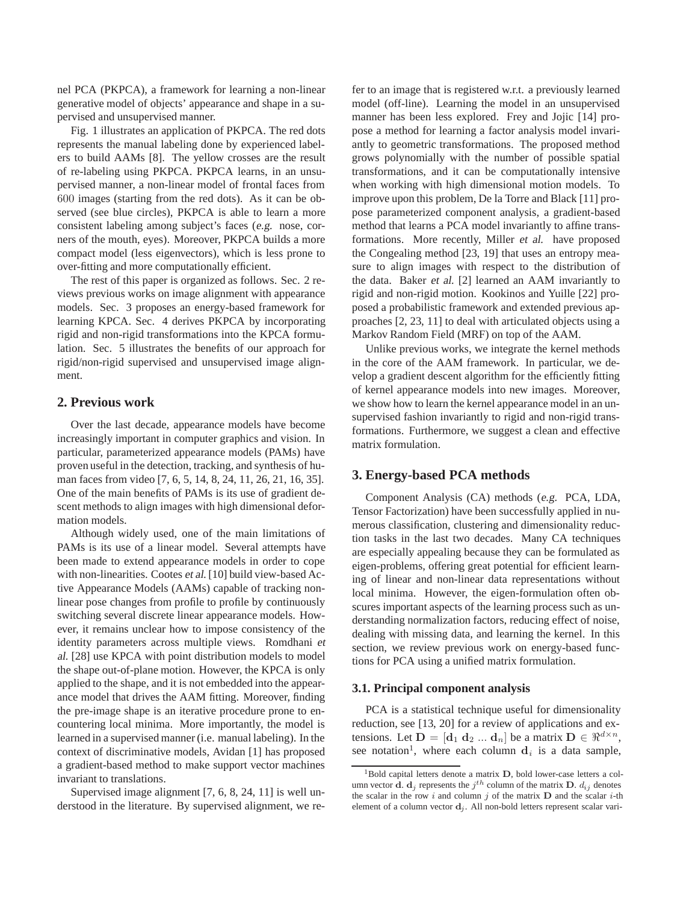nel PCA (PKPCA), a framework for learning a non-linear generative model of objects' appearance and shape in a supervised and unsupervised manner.

Fig. 1 illustrates an application of PKPCA. The red dots represents the manual labeling done by experienced labelers to build AAMs [8]. The yellow crosses are the result of re-labeling using PKPCA. PKPCA learns, in an unsupervised manner, a non-linear model of frontal faces from $600$ images (starting from the red dots). As it can be observed (see blue circles), PKPCA is able to learn a more consistent labeling among subject's faces (*e.g.* nose, corners of the mouth, eyes). Moreover, PKPCA builds a more compact model (less eigenvectors), which is less prone to over-fitting and more computationally efficient.

The rest of this paper is organized as follows. Sec. 2 reviews previous works on image alignment with appearance models. Sec. 3 proposes an energy-based framework for learning KPCA. Sec. 4 derives PKPCA by incorporating rigid and non-rigid transformations into the KPCA formulation. Sec. 5 illustrates the benefits of our approach for rigid/non-rigid supervised and unsupervised image alignment.

## 2. Previous work

Over the last decade, appearance models have become increasingly important in computer graphics and vision. In particular, parameterized appearance models (PAMs) have proven useful in the detection, tracking, and synthesis of human faces from video [7, 6, 5, 14, 8, 24, 11, 26, 21, 16, 35]. One of the main benefits of PAMs is its use of gradient descent methods to align images with high dimensional deformation models.

Although widely used, one of the main limitations of PAMs is its use of a linear model. Several attempts have been made to extend appearance models in order to cope with non-linearities. Cootes *et al.* [10] build view-based Active Appearance Models (AAMs) capable of tracking non-linear pose changes from profile to profile by continuously switching several discrete linear appearance models. However, it remains unclear how to impose consistency of the identity parameters across multiple views. Romdhani *et al.* [28] use KPCA with point distribution models to model the shape out-of-plane motion. However, the KPCA is only applied to the shape, and it is not embedded into the appearance model that drives the AAM fitting. Moreover, finding the pre-image shape is an iterative procedure prone to encountering local minima. More importantly, the model is learned in a supervised manner (i.e. manual labeling). In the context of discriminative models, Avidan [1] has proposed a gradient-based method to make support vector machines invariant to translations.

Supervised image alignment [7, 6, 8, 24, 11] is well understood in the literature. By supervised alignment, we refer to an image that is registered w.r.t. a previously learned model (off-line). Learning the model in an unsupervised manner has been less explored. Frey and Jojic [14] propose a method for learning a factor analysis model invariantly to geometric transformations. The proposed method grows polynomially with the number of possible spatial transformations, and it can be computationally intensive when working with high dimensional motion models. To improve upon this problem, De la Torre and Black [11] propose parameterized component analysis, a gradient-based method that learns a PCA model invariantly to affine transformations. More recently, Miller *et al.* have proposed the Congealing method [23, 19] that uses an entropy measure to align images with respect to the distribution of the data. Baker *et al.* [2] learned an AAM invariantly to rigid and non-rigid motion. Kookinos and Yuille [22] proposed a probabilistic framework and extended previous approaches [2, 23, 11] to deal with articulated objects using a Markov Random Field (MRF) on top of the AAM.

Unlike previous works, we integrate the kernel methods in the core of the AAM framework. In particular, we develop a gradient descent algorithm for the efficiently fitting of kernel appearance models into new images. Moreover, we show how to learn the kernel appearance model in an unsupervised fashion invariantly to rigid and non-rigid transformations. Furthermore, we suggest a clean and effective matrix formulation.

## 3. Energy-based PCA methods

Component Analysis (CA) methods (*e.g.* PCA, LDA, Tensor Factorization) have been successfully applied in numerous classification, clustering and dimensionality reduction tasks in the last two decades. Many CA techniques are especially appealing because they can be formulated as eigen-problems, offering great potential for efficient learning of linear and non-linear data representations without local minima. However, the eigen-formulation often obscures important aspects of the learning process such as understanding normalization factors, reducing effect of noise, dealing with missing data, and learning the kernel. In this section, we review previous work on energy-based functions for PCA using a unified matrix formulation.

### 3.1. Principal component analysis

PCA is a statistical technique useful for dimensionality reduction, see [13, 20] for a review of applications and extensions. Let $\mathbf{D} = [\mathbf{d}_1 \; \mathbf{d}_2 \; ... \; \mathbf{d}_n]$ be a matrix $\mathbf{D} \in \Re^{d \times n}$, see notation[1], where each column $\mathbf{d}_i$ is a data sample,

[1] Bold capital letters denote a matrix $\mathbf{D}$, bold lower-case letters a column vector $\mathbf{d}$. $\mathbf{d}_j$ represents the $j^{th}$ column of the matrix $\mathbf{D}$. $d_{ij}$ denotes the scalar in the row $i$ and column $j$ of the matrix $\mathbf{D}$ and the scalar $i$-th element of a column vector $\mathbf{d}_j$. All non-bold letters represent scalar vari-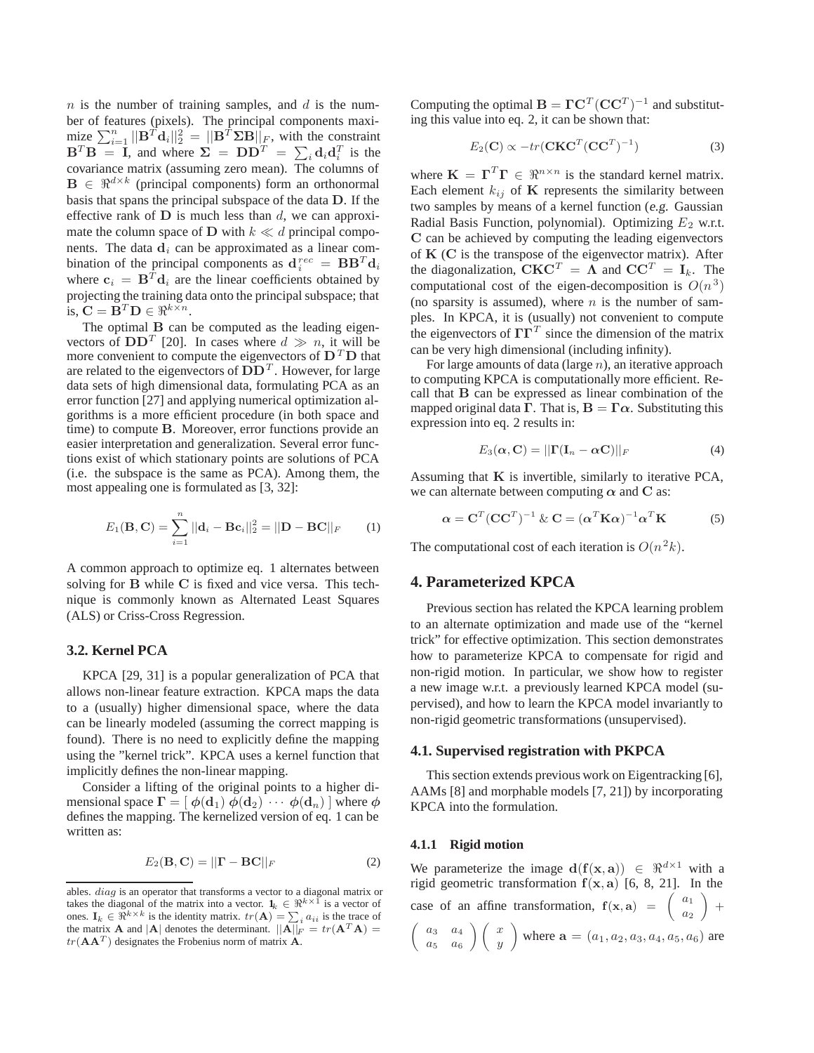$n$ is the number of training samples, and $d$ is the number of features (pixels). The principal components maximize $\sum_{i=1}^{n} ||\mathbf{B}^T\mathbf{d}_i||_2^2 = ||\mathbf{B}^T\mathbf{\Sigma}\mathbf{B}||_F$, with the constraint $\mathbf{B}^T\mathbf{B} = \mathbf{I}$, and where $\mathbf{\Sigma} = \mathbf{D}\mathbf{D}^T = \sum_i \mathbf{d}_i\mathbf{d}_i^T$ is the covariance matrix (assuming zero mean). The columns of $\mathbf{B} \in \Re^{d\times k}$ (principal components) form an orthonormal basis that spans the principal subspace of the data $\mathbf{D}$. If the effective rank of $\mathbf{D}$ is much less than $d$, we can approximate the column space of $\mathbf{D}$ with $k \ll d$ principal components. The data $\mathbf{d}_i$ can be approximated as a linear combination of the principal components as $\mathbf{d}_i^{rec} = \mathbf{B}\mathbf{B}^T\mathbf{d}_i$ where $\mathbf{c}_i = \mathbf{B}^T\mathbf{d}_i$ are the linear coefficients obtained by projecting the training data onto the principal subspace; that is, $\mathbf{C} = \mathbf{B}^T\mathbf{D} \in \Re^{k\times n}$.

The optimal $\mathbf{B}$ can be computed as the leading eigenvectors of $\mathbf{D}\mathbf{D}^T$ [20]. In cases where $d \gg n$, it will be more convenient to compute the eigenvectors of $\mathbf{D}^T\mathbf{D}$ that are related to the eigenvectors of $\mathbf{D}\mathbf{D}^T$. However, for large data sets of high dimensional data, formulating PCA as an error function [27] and applying numerical optimization algorithms is a more efficient procedure (in both space and time) to compute $\mathbf{B}$. Moreover, error functions provide an easier interpretation and generalization. Several error functions exist of which stationary points are solutions of PCA (i.e. the subspace is the same as PCA). Among them, the most appealing one is formulated as [3, 32]:

$$E_1(\mathbf{B}, \mathbf{C}) = \sum_{i=1}^{n} ||\mathbf{d}_i - \mathbf{B}\mathbf{c}_i||_2^2 = ||\mathbf{D} - \mathbf{B}\mathbf{C}||_F \tag{1}$$

A common approach to optimize eq. 1 alternates between solving for $\mathbf{B}$ while $\mathbf{C}$ is fixed and vice versa. This technique is commonly known as Alternated Least Squares (ALS) or Criss-Cross Regression.

### 3.2. Kernel PCA

KPCA [29, 31] is a popular generalization of PCA that allows non-linear feature extraction. KPCA maps the data to a (usually) higher dimensional space, where the data can be linearly modeled (assuming the correct mapping is found). There is no need to explicitly define the mapping using the "kernel trick". KPCA uses a kernel function that implicitly defines the non-linear mapping.

Consider a lifting of the original points to a higher dimensional space $\mathbf{\Gamma} = [\ \boldsymbol{\phi}(\mathbf{d}_1)\ \boldsymbol{\phi}(\mathbf{d}_2)\ \cdots\ \boldsymbol{\phi}(\mathbf{d}_n)\ ]$ where $\boldsymbol{\phi}$ defines the mapping. The kernelized version of eq. 1 can be written as:

$$E_2(\mathbf{B}, \mathbf{C}) = ||\mathbf{\Gamma} - \mathbf{B}\mathbf{C}||_F \tag{2}$$

ables. $diag$ is an operator that transforms a vector to a diagonal matrix or takes the diagonal of the matrix into a vector. $\mathbf{1}_k \in \Re^{k\times 1}$ is a vector of ones. $\mathbf{I}_k \in \Re^{k\times k}$ is the identity matrix. $tr(\mathbf{A}) = \sum_i a_{ii}$ is the trace of the matrix $\mathbf{A}$ and $|\mathbf{A}|$ denotes the determinant. $||\mathbf{A}||_F = tr(\mathbf{A}^T\mathbf{A}) = tr(\mathbf{A}\mathbf{A}^T)$ designates the Frobenius norm of matrix $\mathbf{A}$.

Computing the optimal $\mathbf{B} = \mathbf{\Gamma}\mathbf{C}^T(\mathbf{C}\mathbf{C}^T)^{-1}$ and substituting this value into eq. 2, it can be shown that:

$$E_2(\mathbf{C}) \propto -tr(\mathbf{C}\mathbf{K}\mathbf{C}^T(\mathbf{C}\mathbf{C}^T)^{-1}) \tag{3}$$

where $\mathbf{K} = \mathbf{\Gamma}^T\mathbf{\Gamma} \in \Re^{n\times n}$ is the standard kernel matrix. Each element $k_{ij}$ of $\mathbf{K}$ represents the similarity between two samples by means of a kernel function (*e.g.* Gaussian Radial Basis Function, polynomial). Optimizing $E_2$ w.r.t. $\mathbf{C}$ can be achieved by computing the leading eigenvectors of $\mathbf{K}$ ($\mathbf{C}$ is the transpose of the eigenvector matrix). After the diagonalization, $\mathbf{C}\mathbf{K}\mathbf{C}^T = \mathbf{\Lambda}$ and $\mathbf{C}\mathbf{C}^T = \mathbf{I}_k$. The computational cost of the eigen-decomposition is $O(n^3)$ (no sparsity is assumed), where $n$ is the number of samples. In KPCA, it is (usually) not convenient to compute the eigenvectors of $\mathbf{\Gamma}\mathbf{\Gamma}^T$ since the dimension of the matrix can be very high dimensional (including infinity).

For large amounts of data (large $n$), an iterative approach to computing KPCA is computationally more efficient. Recall that $\mathbf{B}$ can be expressed as linear combination of the mapped original data $\mathbf{\Gamma}$. That is, $\mathbf{B} = \mathbf{\Gamma}\boldsymbol{\alpha}$. Substituting this expression into eq. 2 results in:

$$E_3(\boldsymbol{\alpha}, \mathbf{C}) = ||\mathbf{\Gamma}(\mathbf{I}_n - \boldsymbol{\alpha}\mathbf{C})||_F \tag{4}$$

Assuming that $\mathbf{K}$ is invertible, similarly to iterative PCA, we can alternate between computing $\boldsymbol{\alpha}$ and $\mathbf{C}$ as:

$$\boldsymbol{\alpha} = \mathbf{C}^T(\mathbf{C}\mathbf{C}^T)^{-1} \ \&\ \mathbf{C} = (\boldsymbol{\alpha}^T\mathbf{K}\boldsymbol{\alpha})^{-1}\boldsymbol{\alpha}^T\mathbf{K} \tag{5}$$

The computational cost of each iteration is $O(n^2k)$.

## 4. Parameterized KPCA

Previous section has related the KPCA learning problem to an alternate optimization and made use of the "kernel trick" for effective optimization. This section demonstrates how to parameterize KPCA to compensate for rigid and non-rigid motion. In particular, we show how to register a new image w.r.t. a previously learned KPCA model (supervised), and how to learn the KPCA model invariantly to non-rigid geometric transformations (unsupervised).

### 4.1. Supervised registration with PKPCA

This section extends previous work on Eigentracking [6], AAMs [8] and morphable models [7, 21]) by incorporating KPCA into the formulation.

#### 4.1.1 Rigid motion

We parameterize the image $\mathbf{d}(\mathbf{f}(\mathbf{x}, \mathbf{a})) \in \Re^{d\times 1}$ with a rigid geometric transformation $\mathbf{f}(\mathbf{x}, \mathbf{a})$ [6, 8, 21]. In the case of an affine transformation, $\mathbf{f}(\mathbf{x}, \mathbf{a}) = \begin{pmatrix} a_1 \\ a_2 \end{pmatrix} + \begin{pmatrix} a_3 & a_4 \\ a_5 & a_6 \end{pmatrix}\begin{pmatrix} x \\ y \end{pmatrix}$ where $\mathbf{a} = (a_1, a_2, a_3, a_4, a_5, a_6)$ are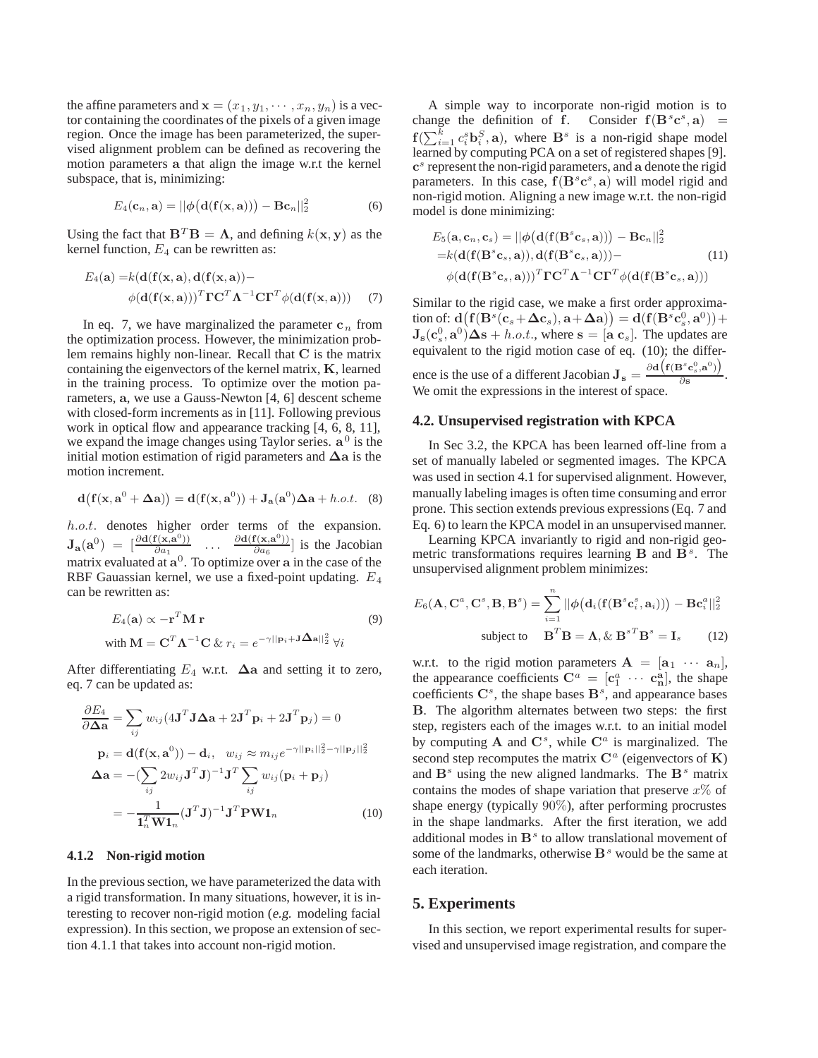the affine parameters and $\mathbf{x} = (x_1, y_1, \cdots, x_n, y_n)$ is a vector containing the coordinates of the pixels of a given image region. Once the image has been parameterized, the supervised alignment problem can be defined as recovering the motion parameters $\mathbf{a}$ that align the image w.r.t the kernel subspace, that is, minimizing:

$$E_4(\mathbf{c}_n, \mathbf{a}) = ||\boldsymbol{\phi}\big(\mathbf{d}(\mathbf{f}(\mathbf{x}, \mathbf{a}))\big) - \mathbf{B}\mathbf{c}_n||_2^2 \tag{6}$$

Using the fact that $\mathbf{B}^T\mathbf{B} = \mathbf{\Lambda}$, and defining $k(\mathbf{x}, \mathbf{y})$ as the kernel function, $E_4$ can be rewritten as:

$$\begin{aligned}E_4(\mathbf{a}) =& k(\mathbf{d}(\mathbf{f}(\mathbf{x}, \mathbf{a}), \mathbf{d}(\mathbf{f}(\mathbf{x}, \mathbf{a}))- \\ & \phi(\mathbf{d}(\mathbf{f}(\mathbf{x}, \mathbf{a})))^T \mathbf{\Gamma} \mathbf{C}^T \mathbf{\Lambda}^{-1} \mathbf{C} \mathbf{\Gamma}^T \phi(\mathbf{d}(\mathbf{f}(\mathbf{x}, \mathbf{a})))\end{aligned} \tag{7}$$

In eq. 7, we have marginalized the parameter $\mathbf{c}_n$ from the optimization process. However, the minimization problem remains highly non-linear. Recall that $\mathbf{C}$ is the matrix containing the eigenvectors of the kernel matrix, $\mathbf{K}$, learned in the training process. To optimize over the motion parameters, $\mathbf{a}$, we use a Gauss-Newton [4, 6] descent scheme with closed-form increments as in [11]. Following previous work in optical flow and appearance tracking [4, 6, 8, 11], we expand the image changes using Taylor series. $\mathbf{a}^0$ is the initial motion estimation of rigid parameters and $\mathbf{\Delta a}$ is the motion increment.

$$\mathbf{d}\big(\mathbf{f}(\mathbf{x}, \mathbf{a}^0 + \mathbf{\Delta a})\big) = \mathbf{d}(\mathbf{f}(\mathbf{x}, \mathbf{a}^0)) + \mathbf{J_a}(\mathbf{a}^0)\mathbf{\Delta a} + h.o.t. \tag{8}$$

$h.o.t.$ denotes higher order terms of the expansion. $\mathbf{J_a}(\mathbf{a}^0) = [\frac{\partial \mathbf{d}(\mathbf{f}(\mathbf{x}, \mathbf{a}^0))}{\partial a_1} \quad \cdots \quad \frac{\partial \mathbf{d}(\mathbf{f}(\mathbf{x}, \mathbf{a}^0))}{\partial a_6}]$ is the Jacobian matrix evaluated at $\mathbf{a}^0$. To optimize over $\mathbf{a}$ in the case of the RBF Gauassian kernel, we use a fixed-point updating. $E_4$ can be rewritten as:

$$\begin{aligned}& E_4(\mathbf{a}) \propto -\mathbf{r}^T \mathbf{M}\, \mathbf{r} \\ & \text{with } \mathbf{M} = \mathbf{C}^T \mathbf{\Lambda}^{-1} \mathbf{C} \; \& \; r_i = e^{-\gamma ||\mathbf{p}_i + \mathbf{J}\mathbf{\Delta a}||_2^2} \; \forall i\end{aligned} \tag{9}$$

After differentiating $E_4$ w.r.t. $\mathbf{\Delta a}$ and setting it to zero, eq. 7 can be updated as:

$$\begin{aligned}\frac{\partial E_4}{\partial \mathbf{\Delta a}} &= \sum_{ij} w_{ij}(4\mathbf{J}^T\mathbf{J}\mathbf{\Delta a} + 2\mathbf{J}^T\mathbf{p}_i + 2\mathbf{J}^T\mathbf{p}_j) = 0 \\ \mathbf{p}_i &= \mathbf{d}(\mathbf{f}(\mathbf{x}, \mathbf{a}^0)) - \mathbf{d}_i, \quad w_{ij} \approx m_{ij} e^{-\gamma||\mathbf{p}_i||_2^2 - \gamma||\mathbf{p}_j||_2^2} \\ \mathbf{\Delta a} &= -(\sum_{ij} 2 w_{ij} \mathbf{J}^T\mathbf{J})^{-1}\mathbf{J}^T \sum_{ij} w_{ij}(\mathbf{p}_i + \mathbf{p}_j) \\ &= -\frac{1}{\mathbf{1}_n^T \mathbf{W} \mathbf{1}_n}(\mathbf{J}^T\mathbf{J})^{-1}\mathbf{J}^T\mathbf{P}\mathbf{W}\mathbf{1}_n\end{aligned} \tag{10}$$

#### 4.1.2 Non-rigid motion

In the previous section, we have parameterized the data with a rigid transformation. In many situations, however, it is interesting to recover non-rigid motion (*e.g.* modeling facial expression). In this section, we propose an extension of section 4.1.1 that takes into account non-rigid motion.

A simple way to incorporate non-rigid motion is to change the definition of $\mathbf{f}$. Consider $\mathbf{f}(\mathbf{B}^s\mathbf{c}^s, \mathbf{a}) = \mathbf{f}(\sum_{i=1}^k c_i^s \mathbf{b}_i^S, \mathbf{a})$, where $\mathbf{B}^s$ is a non-rigid shape model learned by computing PCA on a set of registered shapes [9]. $\mathbf{c}^s$ represent the non-rigid parameters, and $\mathbf{a}$ denote the rigid parameters. In this case, $\mathbf{f}(\mathbf{B}^s\mathbf{c}^s, \mathbf{a})$ will model rigid and non-rigid motion. Aligning a new image w.r.t. the non-rigid model is done minimizing:

$$\begin{aligned}& E_5(\mathbf{a}, \mathbf{c}_n, \mathbf{c}_s) = ||\boldsymbol{\phi}\big(\mathbf{d}(\mathbf{f}(\mathbf{B}^s\mathbf{c}_s, \mathbf{a}))\big) - \mathbf{B}\mathbf{c}_n||_2^2 \\ =& k(\mathbf{d}(\mathbf{f}(\mathbf{B}^s\mathbf{c}_s, \mathbf{a})), \mathbf{d}(\mathbf{f}(\mathbf{B}^s\mathbf{c}_s, \mathbf{a})))- \\ & \phi(\mathbf{d}(\mathbf{f}(\mathbf{B}^s\mathbf{c}_s, \mathbf{a})))^T \mathbf{\Gamma} \mathbf{C}^T \mathbf{\Lambda}^{-1} \mathbf{C} \mathbf{\Gamma}^T \phi(\mathbf{d}(\mathbf{f}(\mathbf{B}^s\mathbf{c}_s, \mathbf{a})))\end{aligned} \tag{11}$$

Similar to the rigid case, we make a first order approximation of: $\mathbf{d}\big(\mathbf{f}(\mathbf{B}^s(\mathbf{c}_s + \mathbf{\Delta c}_s), \mathbf{a} + \mathbf{\Delta a})\big) = \mathbf{d}(\mathbf{f}(\mathbf{B}^s\mathbf{c}_s^0, \mathbf{a}^0)) + \mathbf{J_s}(\mathbf{c}_s^0, \mathbf{a}^0)\mathbf{\Delta s} + h.o.t.$, where $\mathbf{s} = [\mathbf{a} \; \mathbf{c}_s]$. The updates are equivalent to the rigid motion case of eq. (10); the difference is the use of a different Jacobian $\mathbf{J_s} = \frac{\partial \mathbf{d}\left(\mathbf{f}(\mathbf{B}^s\mathbf{c}_s^0, \mathbf{a}^0)\right)}{\partial \mathbf{s}}$. We omit the expressions in the interest of space.

### 4.2. Unsupervised registration with KPCA

In Sec 3.2, the KPCA has been learned off-line from a set of manually labeled or segmented images. The KPCA was used in section 4.1 for supervised alignment. However, manually labeling images is often time consuming and error prone. This section extends previous expressions (Eq. 7 and Eq. 6) to learn the KPCA model in an unsupervised manner.

Learning KPCA invariantly to rigid and non-rigid geometric transformations requires learning $\mathbf{B}$ and $\mathbf{B}^s$. The unsupervised alignment problem minimizes:

$$\begin{aligned}E_6(\mathbf{A}, \mathbf{C}^a, \mathbf{C}^s, \mathbf{B}, \mathbf{B}^s) = \sum_{i=1}^n ||\boldsymbol{\phi}\big(\mathbf{d}_i(\mathbf{f}(\mathbf{B}^s\mathbf{c}_i^s, \mathbf{a}_i))\big) - \mathbf{B}\mathbf{c}_i^a||_2^2 \\ \text{subject to} \quad \mathbf{B}^T\mathbf{B} = \mathbf{\Lambda}, \& \; \mathbf{B}^{s\,T}\mathbf{B}^s = \mathbf{I}_s\end{aligned} \tag{12}$$

w.r.t. to the rigid motion parameters $\mathbf{A} = [\mathbf{a}_1 \; \cdots \; \mathbf{a}_n]$, the appearance coefficients $\mathbf{C}^a = [\mathbf{c}_1^a \; \cdots \; \mathbf{c}_\mathbf{n}^\mathbf{a}]$, the shape coefficients $\mathbf{C}^s$, the shape bases $\mathbf{B}^s$, and appearance bases $\mathbf{B}$. The algorithm alternates between two steps: the first step, registers each of the images w.r.t. to an initial model by computing $\mathbf{A}$ and $\mathbf{C}^s$, while $\mathbf{C}^a$ is marginalized. The second step recomputes the matrix $\mathbf{C}^a$ (eigenvectors of $\mathbf{K}$) and $\mathbf{B}^s$ using the new aligned landmarks. The $\mathbf{B}^s$ matrix contains the modes of shape variation that preserve $x\%$ of shape energy (typically $90\%$), after performing procrustes in the shape landmarks. After the first iteration, we add additional modes in $\mathbf{B}^s$ to allow translational movement of some of the landmarks, otherwise $\mathbf{B}^s$ would be the same at each iteration.

## 5. Experiments

In this section, we report experimental results for supervised and unsupervised image registration, and compare the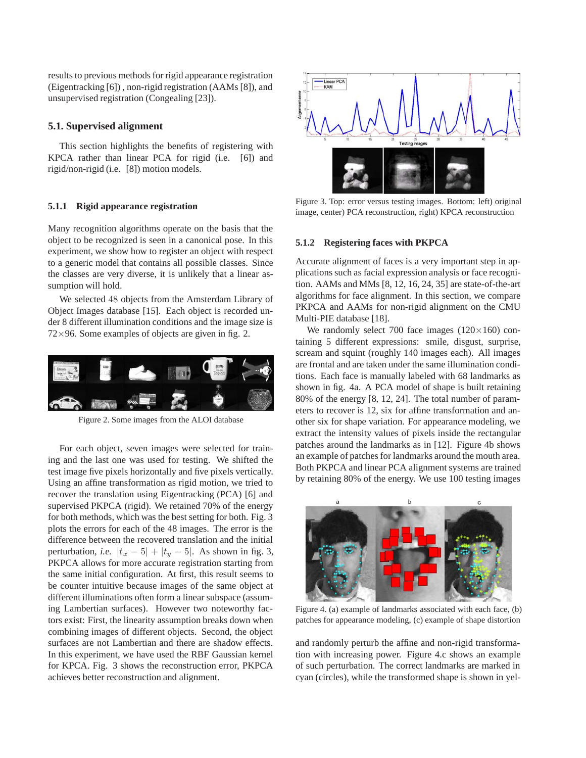results to previous methods for rigid appearance registration (Eigentracking [6]) , non-rigid registration (AAMs [8]), and unsupervised registration (Congealing [23]).

## 5.1. Supervised alignment

This section highlights the benefits of registering with KPCA rather than linear PCA for rigid (i.e. [6]) and rigid/non-rigid (i.e. [8]) motion models.

### 5.1.1 Rigid appearance registration

Many recognition algorithms operate on the basis that the object to be recognized is seen in a canonical pose. In this experiment, we show how to register an object with respect to a generic model that contains all possible classes. Since the classes are very diverse, it is unlikely that a linear assumption will hold.

We selected 48 objects from the Amsterdam Library of Object Images database [15]. Each object is recorded under 8 different illumination conditions and the image size is $72 \times 96$. Some examples of objects are given in fig. 2.

Figure 2. Some images from the ALOI database

For each object, seven images were selected for training and the last one was used for testing. We shifted the test image five pixels horizontally and five pixels vertically. Using an affine transformation as rigid motion, we tried to recover the translation using Eigentracking (PCA) [6] and supervised PKPCA (rigid). We retained 70% of the energy for both methods, which was the best setting for both. Fig. 3 plots the errors for each of the 48 images. The error is the difference between the recovered translation and the initial perturbation, *i.e.* $|t_x - 5| + |t_y - 5|$. As shown in fig. 3, PKPCA allows for more accurate registration starting from the same initial configuration. At first, this result seems to be counter intuitive because images of the same object at different illuminations often form a linear subspace (assuming Lambertian surfaces). However two noteworthy factors exist: First, the linearity assumption breaks down when combining images of different objects. Second, the object surfaces are not Lambertian and there are shadow effects. In this experiment, we have used the RBF Gaussian kernel for KPCA. Fig. 3 shows the reconstruction error, PKPCA achieves better reconstruction and alignment.

Figure 3. Top: error versus testing images. Bottom: left) original image, center) PCA reconstruction, right) KPCA reconstruction

### 5.1.2 Registering faces with PKPCA

Accurate alignment of faces is a very important step in applications such as facial expression analysis or face recognition. AAMs and MMs [8, 12, 16, 24, 35] are state-of-the-art algorithms for face alignment. In this section, we compare PKPCA and AAMs for non-rigid alignment on the CMU Multi-PIE database [18].

We randomly select 700 face images ($120 \times 160$) containing 5 different expressions: smile, disgust, surprise, scream and squint (roughly 140 images each). All images are frontal and are taken under the same illumination conditions. Each face is manually labeled with 68 landmarks as shown in fig. 4a. A PCA model of shape is built retaining 80% of the energy [8, 12, 24]. The total number of parameters to recover is 12, six for affine transformation and another six for shape variation. For appearance modeling, we extract the intensity values of pixels inside the rectangular patches around the landmarks as in [12]. Figure 4b shows an example of patches for landmarks around the mouth area. Both PKPCA and linear PCA alignment systems are trained by retaining 80% of the energy. We use 100 testing images

Figure 4. (a) example of landmarks associated with each face, (b) patches for appearance modeling, (c) example of shape distortion

and randomly perturb the affine and non-rigid transformation with increasing power. Figure 4.c shows an example of such perturbation. The correct landmarks are marked in cyan (circles), while the transformed shape is shown in yel-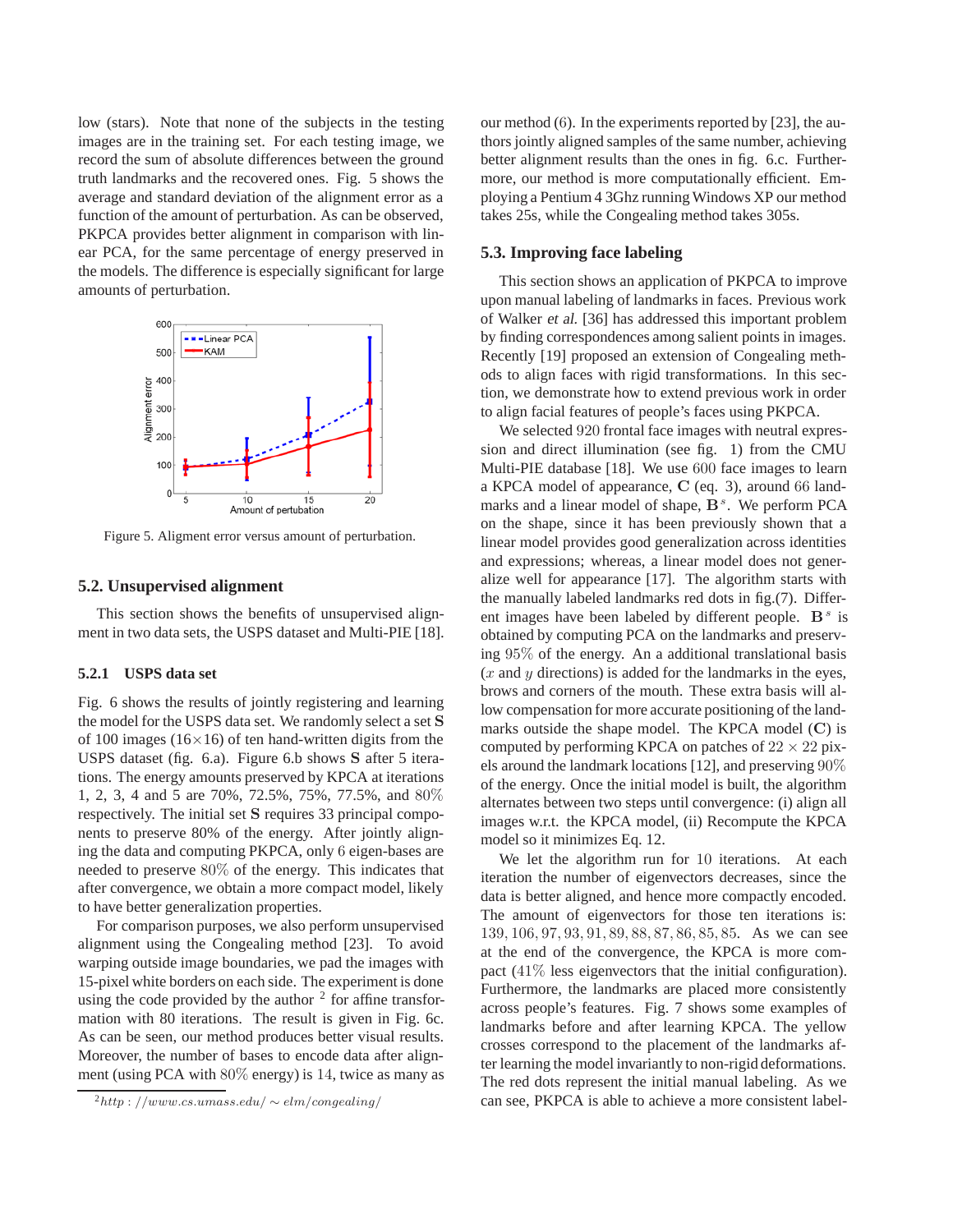low (stars). Note that none of the subjects in the testing images are in the training set. For each testing image, we record the sum of absolute differences between the ground truth landmarks and the recovered ones. Fig. 5 shows the average and standard deviation of the alignment error as a function of the amount of perturbation. As can be observed, PKPCA provides better alignment in comparison with linear PCA, for the same percentage of energy preserved in the models. The difference is especially significant for large amounts of perturbation.

Figure 5. Aligment error versus amount of perturbation.

## 5.2. Unsupervised alignment

This section shows the benefits of unsupervised alignment in two data sets, the USPS dataset and Multi-PIE [18].

### 5.2.1 USPS data set

Fig. 6 shows the results of jointly registering and learning the model for the USPS data set. We randomly select a set $\mathbf{S}$ of 100 images ($16 \times 16$) of ten hand-written digits from the USPS dataset (fig. 6.a). Figure 6.b shows $\mathbf{S}$ after 5 iterations. The energy amounts preserved by KPCA at iterations 1, 2, 3, 4 and 5 are 70%, 72.5%, 75%, 77.5%, and $80\%$ respectively. The initial set $\mathbf{S}$ requires 33 principal components to preserve 80% of the energy. After jointly aligning the data and computing PKPCA, only $6$ eigen-bases are needed to preserve $80\%$ of the energy. This indicates that after convergence, we obtain a more compact model, likely to have better generalization properties.

For comparison purposes, we also perform unsupervised alignment using the Congealing method [23]. To avoid warping outside image boundaries, we pad the images with 15-pixel white borders on each side. The experiment is done using the code provided by the author [2] for affine transformation with 80 iterations. The result is given in Fig. 6c. As can be seen, our method produces better visual results. Moreover, the number of bases to encode data after alignment (using PCA with $80\%$ energy) is $14$, twice as many as our method ($6$). In the experiments reported by [23], the authors jointly aligned samples of the same number, achieving better alignment results than the ones in fig. 6.c. Furthermore, our method is more computationally efficient. Employing a Pentium 4 3Ghz running Windows XP our method takes 25s, while the Congealing method takes 305s.

[2] $http://www.cs.umass.edu/\sim elm/congealing/$

## 5.3. Improving face labeling

This section shows an application of PKPCA to improve upon manual labeling of landmarks in faces. Previous work of Walker *et al.* [36] has addressed this important problem by finding correspondences among salient points in images. Recently [19] proposed an extension of Congealing methods to align faces with rigid transformations. In this section, we demonstrate how to extend previous work in order to align facial features of people's faces using PKPCA.

We selected $920$ frontal face images with neutral expression and direct illumination (see fig. 1) from the CMU Multi-PIE database [18]. We use $600$ face images to learn a KPCA model of appearance, $\mathbf{C}$ (eq. 3), around $66$ landmarks and a linear model of shape, $\mathbf{B}^s$. We perform PCA on the shape, since it has been previously shown that a linear model provides good generalization across identities and expressions; whereas, a linear model does not generalize well for appearance [17]. The algorithm starts with the manually labeled landmarks red dots in fig.(7). Different images have been labeled by different people. $\mathbf{B}^s$ is obtained by computing PCA on the landmarks and preserving $95\%$ of the energy. An a additional translational basis ($x$ and $y$ directions) is added for the landmarks in the eyes, brows and corners of the mouth. These extra basis will allow compensation for more accurate positioning of the landmarks outside the shape model. The KPCA model ($\mathbf{C}$) is computed by performing KPCA on patches of $22 \times 22$ pixels around the landmark locations [12], and preserving $90\%$ of the energy. Once the initial model is built, the algorithm alternates between two steps until convergence: (i) align all images w.r.t. the KPCA model, (ii) Recompute the KPCA model so it minimizes Eq. 12.

We let the algorithm run for $10$ iterations. At each iteration the number of eigenvectors decreases, since the data is better aligned, and hence more compactly encoded. The amount of eigenvectors for those ten iterations is: $139, 106, 97, 93, 91, 89, 88, 87, 86, 85, 85$. As we can see at the end of the convergence, the KPCA is more compact ($41\%$ less eigenvectors that the initial configuration). Furthermore, the landmarks are placed more consistently across people's features. Fig. 7 shows some examples of landmarks before and after learning KPCA. The yellow crosses correspond to the placement of the landmarks after learning the model invariantly to non-rigid deformations. The red dots represent the initial manual labeling. As we can see, PKPCA is able to achieve a more consistent label-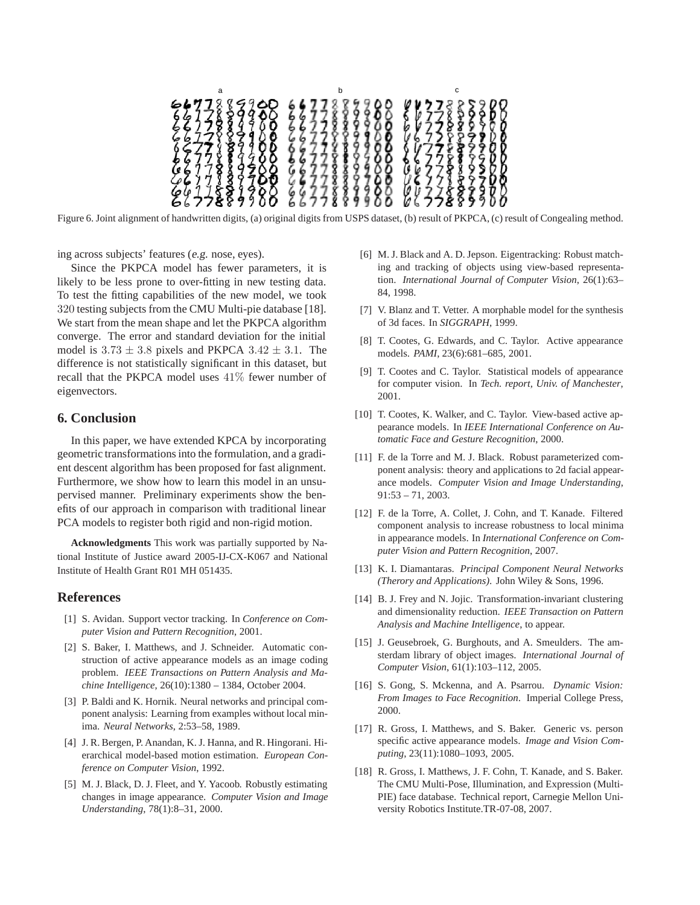Figure 6. Joint alignment of handwritten digits, (a) original digits from USPS dataset, (b) result of PKPCA, (c) result of Congealing method.

ing across subjects' features (*e.g.* nose, eyes).

Since the PKPCA model has fewer parameters, it is likely to be less prone to over-fitting in new testing data. To test the fitting capabilities of the new model, we took $320$ testing subjects from the CMU Multi-pie database [18]. We start from the mean shape and let the PKPCA algorithm converge. The error and standard deviation for the initial model is $3.73 \pm 3.8$ pixels and PKPCA $3.42 \pm 3.1$. The difference is not statistically significant in this dataset, but recall that the PKPCA model uses $41\%$ fewer number of eigenvectors.

## 6. Conclusion

In this paper, we have extended KPCA by incorporating geometric transformations into the formulation, and a gradient descent algorithm has been proposed for fast alignment. Furthermore, we show how to learn this model in an unsupervised manner. Preliminary experiments show the benefits of our approach in comparison with traditional linear PCA models to register both rigid and non-rigid motion.

**Acknowledgments** This work was partially supported by National Institute of Justice award 2005-IJ-CX-K067 and National Institute of Health Grant R01 MH 051435.

## References

[1] S. Avidan. Support vector tracking. In *Conference on Computer Vision and Pattern Recognition*, 2001.

[2] S. Baker, I. Matthews, and J. Schneider. Automatic construction of active appearance models as an image coding problem. *IEEE Transactions on Pattern Analysis and Machine Intelligence*, 26(10):1380 – 1384, October 2004.

[3] P. Baldi and K. Hornik. Neural networks and principal component analysis: Learning from examples without local minima. *Neural Networks*, 2:53–58, 1989.

[4] J. R. Bergen, P. Anandan, K. J. Hanna, and R. Hingorani. Hierarchical model-based motion estimation. *European Conference on Computer Vision*, 1992.

[5] M. J. Black, D. J. Fleet, and Y. Yacoob. Robustly estimating changes in image appearance. *Computer Vision and Image Understanding*, 78(1):8–31, 2000.

[6] M. J. Black and A. D. Jepson. Eigentracking: Robust matching and tracking of objects using view-based representation. *International Journal of Computer Vision*, 26(1):63–84, 1998.

[7] V. Blanz and T. Vetter. A morphable model for the synthesis of 3d faces. In *SIGGRAPH*, 1999.

[8] T. Cootes, G. Edwards, and C. Taylor. Active appearance models. *PAMI*, 23(6):681–685, 2001.

[9] T. Cootes and C. Taylor. Statistical models of appearance for computer vision. In *Tech. report, Univ. of Manchester*, 2001.

[10] T. Cootes, K. Walker, and C. Taylor. View-based active appearance models. In *IEEE International Conference on Automatic Face and Gesture Recognition*, 2000.

[11] F. de la Torre and M. J. Black. Robust parameterized component analysis: theory and applications to 2d facial appearance models. *Computer Vision and Image Understanding*, 91:53 – 71, 2003.

[12] F. de la Torre, A. Collet, J. Cohn, and T. Kanade. Filtered component analysis to increase robustness to local minima in appearance models. In *International Conference on Computer Vision and Pattern Recognition*, 2007.

[13] K. I. Diamantaras. *Principal Component Neural Networks (Therory and Applications)*. John Wiley & Sons, 1996.

[14] B. J. Frey and N. Jojic. Transformation-invariant clustering and dimensionality reduction. *IEEE Transaction on Pattern Analysis and Machine Intelligence*, to appear.

[15] J. Geusebroek, G. Burghouts, and A. Smeulders. The amsterdam library of object images. *International Journal of Computer Vision*, 61(1):103–112, 2005.

[16] S. Gong, S. Mckenna, and A. Psarrou. *Dynamic Vision: From Images to Face Recognition*. Imperial College Press, 2000.

[17] R. Gross, I. Matthews, and S. Baker. Generic vs. person specific active appearance models. *Image and Vision Computing*, 23(11):1080–1093, 2005.

[18] R. Gross, I. Matthews, J. F. Cohn, T. Kanade, and S. Baker. The CMU Multi-Pose, Illumination, and Expression (Multi-PIE) face database. Technical report, Carnegie Mellon University Robotics Institute.TR-07-08, 2007.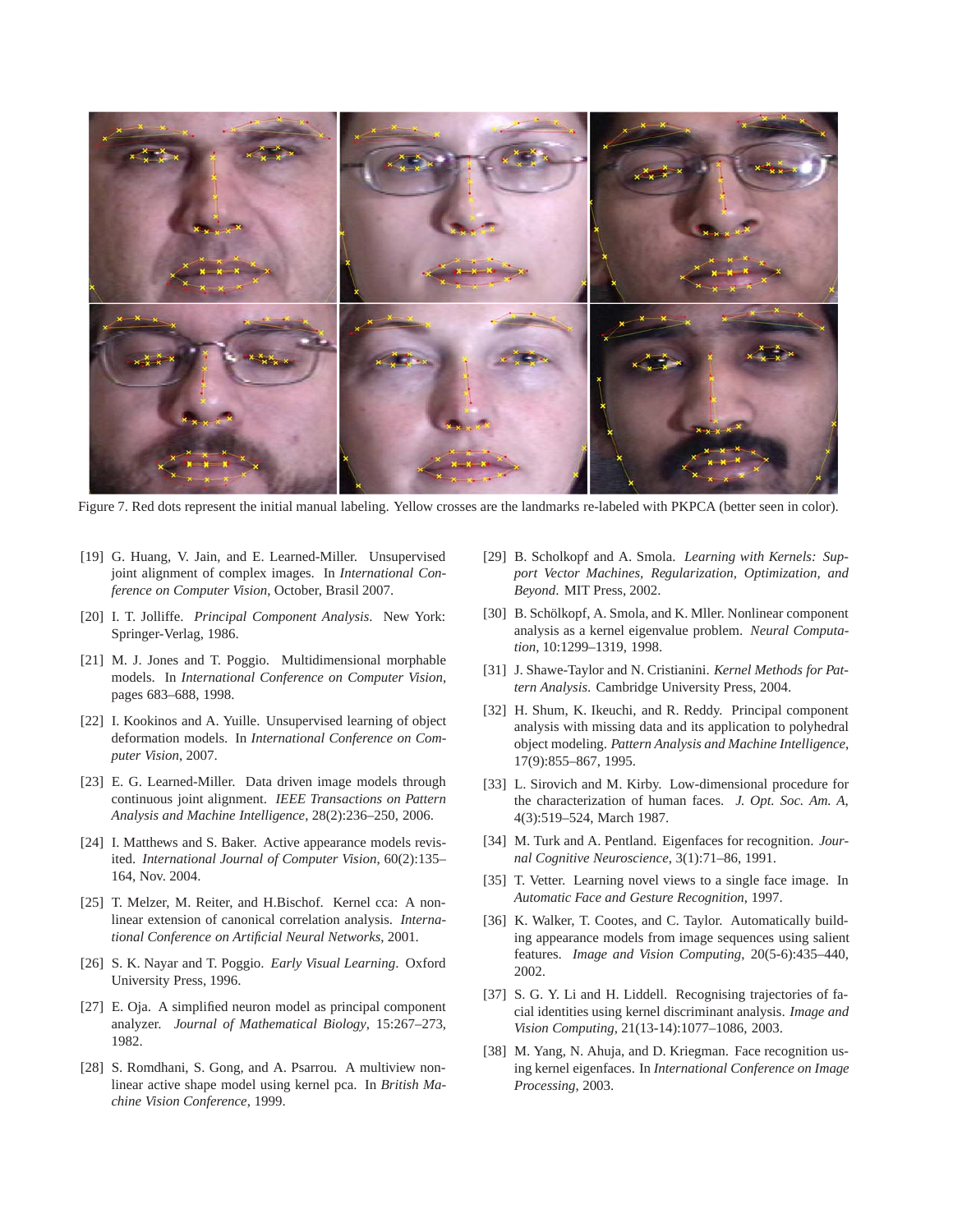Figure 7. Red dots represent the initial manual labeling. Yellow crosses are the landmarks re-labeled with PKPCA (better seen in color).

[19] G. Huang, V. Jain, and E. Learned-Miller. Unsupervised joint alignment of complex images. In *International Conference on Computer Vision*, October, Brasil 2007.

[20] I. T. Jolliffe. *Principal Component Analysis*. New York: Springer-Verlag, 1986.

[21] M. J. Jones and T. Poggio. Multidimensional morphable models. In *International Conference on Computer Vision*, pages 683–688, 1998.

[22] I. Kookinos and A. Yuille. Unsupervised learning of object deformation models. In *International Conference on Computer Vision*, 2007.

[23] E. G. Learned-Miller. Data driven image models through continuous joint alignment. *IEEE Transactions on Pattern Analysis and Machine Intelligence*, 28(2):236–250, 2006.

[24] I. Matthews and S. Baker. Active appearance models revisited. *International Journal of Computer Vision*, 60(2):135–164, Nov. 2004.

[25] T. Melzer, M. Reiter, and H.Bischof. Kernel cca: A nonlinear extension of canonical correlation analysis. *International Conference on Artificial Neural Networks*, 2001.

[26] S. K. Nayar and T. Poggio. *Early Visual Learning*. Oxford University Press, 1996.

[27] E. Oja. A simplified neuron model as principal component analyzer. *Journal of Mathematical Biology*, 15:267–273, 1982.

[28] S. Romdhani, S. Gong, and A. Psarrou. A multiview nonlinear active shape model using kernel pca. In *British Machine Vision Conference*, 1999.

[29] B. Scholkopf and A. Smola. *Learning with Kernels: Support Vector Machines, Regularization, Optimization, and Beyond*. MIT Press, 2002.

[30] B. Schölkopf, A. Smola, and K. Mller. Nonlinear component analysis as a kernel eigenvalue problem. *Neural Computation*, 10:1299–1319, 1998.

[31] J. Shawe-Taylor and N. Cristianini. *Kernel Methods for Pattern Analysis*. Cambridge University Press, 2004.

[32] H. Shum, K. Ikeuchi, and R. Reddy. Principal component analysis with missing data and its application to polyhedral object modeling. *Pattern Analysis and Machine Intelligence*, 17(9):855–867, 1995.

[33] L. Sirovich and M. Kirby. Low-dimensional procedure for the characterization of human faces. *J. Opt. Soc. Am. A*, 4(3):519–524, March 1987.

[34] M. Turk and A. Pentland. Eigenfaces for recognition. *Journal Cognitive Neuroscience*, 3(1):71–86, 1991.

[35] T. Vetter. Learning novel views to a single face image. In *Automatic Face and Gesture Recognition*, 1997.

[36] K. Walker, T. Cootes, and C. Taylor. Automatically building appearance models from image sequences using salient features. *Image and Vision Computing*, 20(5-6):435–440, 2002.

[37] S. G. Y. Li and H. Liddell. Recognising trajectories of facial identities using kernel discriminant analysis. *Image and Vision Computing*, 21(13-14):1077–1086, 2003.

[38] M. Yang, N. Ahuja, and D. Kriegman. Face recognition using kernel eigenfaces. In *International Conference on Image Processing*, 2003.